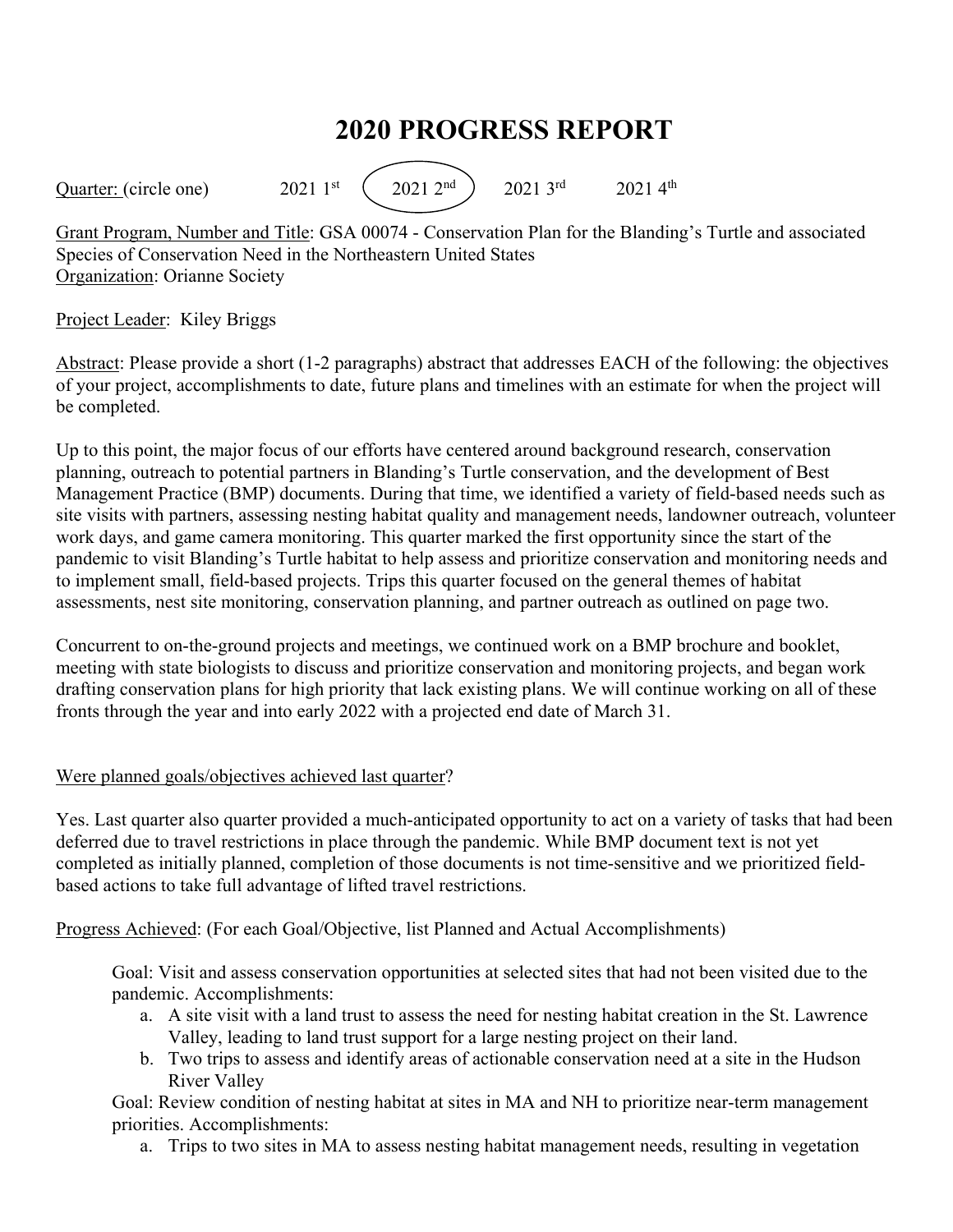# 2020 PROGRESS REPORT

Quarter: (circle one) 2021 1st **(2021 2nd)** 2021 3rd 2021 4th

Grant Program, Number and Title: GSA 00074 - Conservation Plan for the Blanding's Turtle and associated Species of Conservation Need in the Northeastern United States
Organization: Orianne Society

Project Leader: Kiley Briggs

Abstract: Please provide a short (1-2 paragraphs) abstract that addresses EACH of the following: the objectives of your project, accomplishments to date, future plans and timelines with an estimate for when the project will be completed.

Up to this point, the major focus of our efforts have centered around background research, conservation planning, outreach to potential partners in Blanding's Turtle conservation, and the development of Best Management Practice (BMP) documents. During that time, we identified a variety of field-based needs such as site visits with partners, assessing nesting habitat quality and management needs, landowner outreach, volunteer work days, and game camera monitoring. This quarter marked the first opportunity since the start of the pandemic to visit Blanding's Turtle habitat to help assess and prioritize conservation and monitoring needs and to implement small, field-based projects. Trips this quarter focused on the general themes of habitat assessments, nest site monitoring, conservation planning, and partner outreach as outlined on page two.

Concurrent to on-the-ground projects and meetings, we continued work on a BMP brochure and booklet, meeting with state biologists to discuss and prioritize conservation and monitoring projects, and began work drafting conservation plans for high priority that lack existing plans. We will continue working on all of these fronts through the year and into early 2022 with a projected end date of March 31.

Were planned goals/objectives achieved last quarter?

Yes. Last quarter also quarter provided a much-anticipated opportunity to act on a variety of tasks that had been deferred due to travel restrictions in place through the pandemic. While BMP document text is not yet completed as initially planned, completion of those documents is not time-sensitive and we prioritized field-based actions to take full advantage of lifted travel restrictions.

Progress Achieved: (For each Goal/Objective, list Planned and Actual Accomplishments)

Goal: Visit and assess conservation opportunities at selected sites that had not been visited due to the pandemic. Accomplishments:

a. A site visit with a land trust to assess the need for nesting habitat creation in the St. Lawrence Valley, leading to land trust support for a large nesting project on their land.
b. Two trips to assess and identify areas of actionable conservation need at a site in the Hudson River Valley

Goal: Review condition of nesting habitat at sites in MA and NH to prioritize near-term management priorities. Accomplishments:

a. Trips to two sites in MA to assess nesting habitat management needs, resulting in vegetation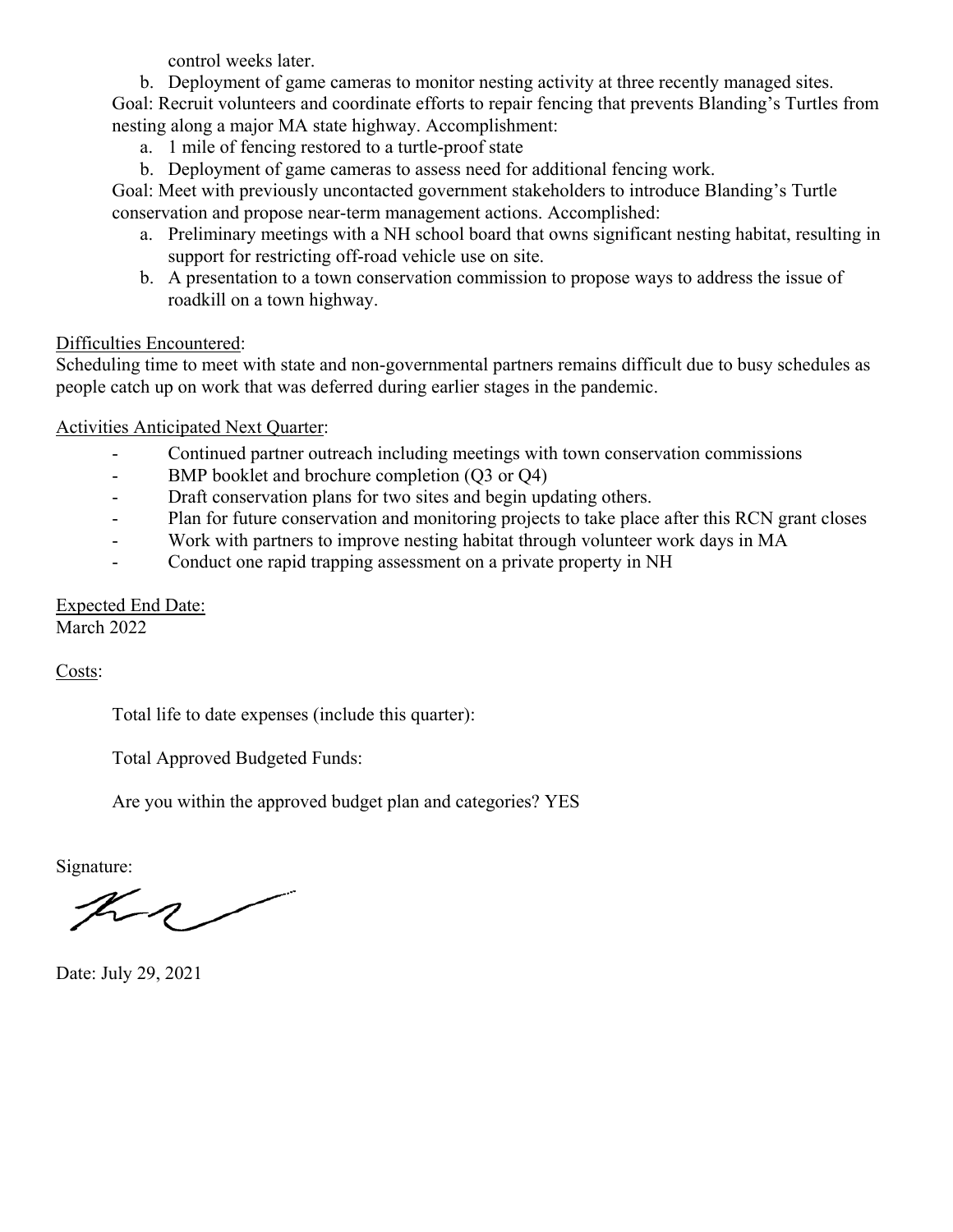control weeks later.

b. Deployment of game cameras to monitor nesting activity at three recently managed sites.

Goal: Recruit volunteers and coordinate efforts to repair fencing that prevents Blanding's Turtles from nesting along a major MA state highway. Accomplishment:

a. 1 mile of fencing restored to a turtle-proof state
b. Deployment of game cameras to assess need for additional fencing work.

Goal: Meet with previously uncontacted government stakeholders to introduce Blanding's Turtle conservation and propose near-term management actions. Accomplished:

a. Preliminary meetings with a NH school board that owns significant nesting habitat, resulting in support for restricting off-road vehicle use on site.
b. A presentation to a town conservation commission to propose ways to address the issue of roadkill on a town highway.

<u>Difficulties Encountered</u>:

Scheduling time to meet with state and non-governmental partners remains difficult due to busy schedules as people catch up on work that was deferred during earlier stages in the pandemic.

<u>Activities Anticipated Next Quarter</u>:

- Continued partner outreach including meetings with town conservation commissions
- BMP booklet and brochure completion (Q3 or Q4)
- Draft conservation plans for two sites and begin updating others.
- Plan for future conservation and monitoring projects to take place after this RCN grant closes
- Work with partners to improve nesting habitat through volunteer work days in MA
- Conduct one rapid trapping assessment on a private property in NH

<u>Expected End Date:</u>

March 2022

<u>Costs</u>:

Total life to date expenses (include this quarter):

Total Approved Budgeted Funds:

Are you within the approved budget plan and categories? YES

Signature:

Date: July 29, 2021